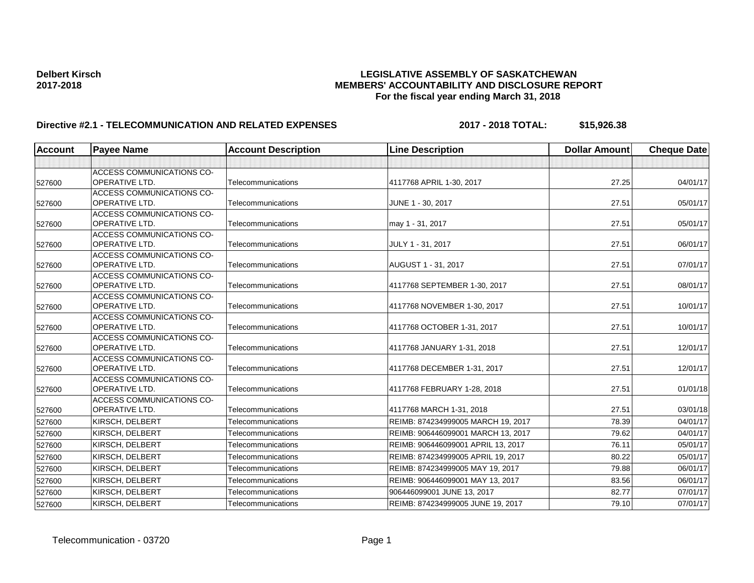**Delbert Kirsch**
**2017-2018**

**LEGISLATIVE ASSEMBLY OF SASKATCHEWAN**
**MEMBERS' ACCOUNTABILITY AND DISCLOSURE REPORT**
**For the fiscal year ending March 31, 2018**

**Directive #2.1 - TELECOMMUNICATION AND RELATED EXPENSES** **2017 - 2018 TOTAL: $15,926.38**

| Account | Payee Name | Account Description | Line Description | Dollar Amount | Cheque Date |
|---|---|---|---|---|---|
| | | | | | |
| 527600 | ACCESS COMMUNICATIONS CO-OPERATIVE LTD. | Telecommunications | 4117768 APRIL 1-30, 2017 | 27.25 | 04/01/17 |
| 527600 | ACCESS COMMUNICATIONS CO-OPERATIVE LTD. | Telecommunications | JUNE 1 - 30, 2017 | 27.51 | 05/01/17 |
| 527600 | ACCESS COMMUNICATIONS CO-OPERATIVE LTD. | Telecommunications | may 1 - 31, 2017 | 27.51 | 05/01/17 |
| 527600 | ACCESS COMMUNICATIONS CO-OPERATIVE LTD. | Telecommunications | JULY 1 - 31, 2017 | 27.51 | 06/01/17 |
| 527600 | ACCESS COMMUNICATIONS CO-OPERATIVE LTD. | Telecommunications | AUGUST 1 - 31, 2017 | 27.51 | 07/01/17 |
| 527600 | ACCESS COMMUNICATIONS CO-OPERATIVE LTD. | Telecommunications | 4117768 SEPTEMBER 1-30, 2017 | 27.51 | 08/01/17 |
| 527600 | ACCESS COMMUNICATIONS CO-OPERATIVE LTD. | Telecommunications | 4117768 NOVEMBER 1-30, 2017 | 27.51 | 10/01/17 |
| 527600 | ACCESS COMMUNICATIONS CO-OPERATIVE LTD. | Telecommunications | 4117768 OCTOBER 1-31, 2017 | 27.51 | 10/01/17 |
| 527600 | ACCESS COMMUNICATIONS CO-OPERATIVE LTD. | Telecommunications | 4117768 JANUARY 1-31, 2018 | 27.51 | 12/01/17 |
| 527600 | ACCESS COMMUNICATIONS CO-OPERATIVE LTD. | Telecommunications | 4117768 DECEMBER 1-31, 2017 | 27.51 | 12/01/17 |
| 527600 | ACCESS COMMUNICATIONS CO-OPERATIVE LTD. | Telecommunications | 4117768 FEBRUARY 1-28, 2018 | 27.51 | 01/01/18 |
| 527600 | ACCESS COMMUNICATIONS CO-OPERATIVE LTD. | Telecommunications | 4117768 MARCH 1-31, 2018 | 27.51 | 03/01/18 |
| 527600 | KIRSCH, DELBERT | Telecommunications | REIMB: 874234999005 MARCH 19, 2017 | 78.39 | 04/01/17 |
| 527600 | KIRSCH, DELBERT | Telecommunications | REIMB: 906446099001 MARCH 13, 2017 | 79.62 | 04/01/17 |
| 527600 | KIRSCH, DELBERT | Telecommunications | REIMB: 906446099001 APRIL 13, 2017 | 76.11 | 05/01/17 |
| 527600 | KIRSCH, DELBERT | Telecommunications | REIMB: 874234999005 APRIL 19, 2017 | 80.22 | 05/01/17 |
| 527600 | KIRSCH, DELBERT | Telecommunications | REIMB: 874234999005 MAY 19, 2017 | 79.88 | 06/01/17 |
| 527600 | KIRSCH, DELBERT | Telecommunications | REIMB: 906446099001 MAY 13, 2017 | 83.56 | 06/01/17 |
| 527600 | KIRSCH, DELBERT | Telecommunications | 906446099001 JUNE 13, 2017 | 82.77 | 07/01/17 |
| 527600 | KIRSCH, DELBERT | Telecommunications | REIMB: 874234999005 JUNE 19, 2017 | 79.10 | 07/01/17 |

Telecommunication - 03720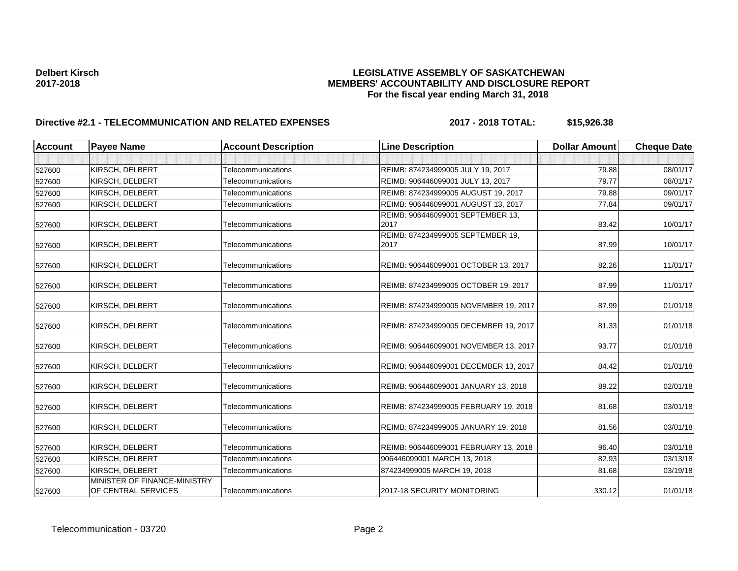**Delbert Kirsch**
**2017-2018**

**LEGISLATIVE ASSEMBLY OF SASKATCHEWAN**
**MEMBERS' ACCOUNTABILITY AND DISCLOSURE REPORT**
**For the fiscal year ending March 31, 2018**

## Directive #2.1 - TELECOMMUNICATION AND RELATED EXPENSES — 2017 - 2018 TOTAL: $15,926.38

| Account | Payee Name | Account Description | Line Description | Dollar Amount | Cheque Date |
|---|---|---|---|---|---|
| | | | | | |
| 527600 | KIRSCH, DELBERT | Telecommunications | REIMB: 874234999005 JULY 19, 2017 | 79.88 | 08/01/17 |
| 527600 | KIRSCH, DELBERT | Telecommunications | REIMB: 906446099001 JULY 13, 2017 | 79.77 | 08/01/17 |
| 527600 | KIRSCH, DELBERT | Telecommunications | REIMB: 874234999005 AUGUST 19, 2017 | 79.88 | 09/01/17 |
| 527600 | KIRSCH, DELBERT | Telecommunications | REIMB: 906446099001 AUGUST 13, 2017 | 77.84 | 09/01/17 |
| 527600 | KIRSCH, DELBERT | Telecommunications | REIMB: 906446099001 SEPTEMBER 13, 2017 | 83.42 | 10/01/17 |
| 527600 | KIRSCH, DELBERT | Telecommunications | REIMB: 874234999005 SEPTEMBER 19, 2017 | 87.99 | 10/01/17 |
| 527600 | KIRSCH, DELBERT | Telecommunications | REIMB: 906446099001 OCTOBER 13, 2017 | 82.26 | 11/01/17 |
| 527600 | KIRSCH, DELBERT | Telecommunications | REIMB: 874234999005 OCTOBER 19, 2017 | 87.99 | 11/01/17 |
| 527600 | KIRSCH, DELBERT | Telecommunications | REIMB: 874234999005 NOVEMBER 19, 2017 | 87.99 | 01/01/18 |
| 527600 | KIRSCH, DELBERT | Telecommunications | REIMB: 874234999005 DECEMBER 19, 2017 | 81.33 | 01/01/18 |
| 527600 | KIRSCH, DELBERT | Telecommunications | REIMB: 906446099001 NOVEMBER 13, 2017 | 93.77 | 01/01/18 |
| 527600 | KIRSCH, DELBERT | Telecommunications | REIMB: 906446099001 DECEMBER 13, 2017 | 84.42 | 01/01/18 |
| 527600 | KIRSCH, DELBERT | Telecommunications | REIMB: 906446099001 JANUARY 13, 2018 | 89.22 | 02/01/18 |
| 527600 | KIRSCH, DELBERT | Telecommunications | REIMB: 874234999005 FEBRUARY 19, 2018 | 81.68 | 03/01/18 |
| 527600 | KIRSCH, DELBERT | Telecommunications | REIMB: 874234999005 JANUARY 19, 2018 | 81.56 | 03/01/18 |
| 527600 | KIRSCH, DELBERT | Telecommunications | REIMB: 906446099001 FEBRUARY 13, 2018 | 96.40 | 03/01/18 |
| 527600 | KIRSCH, DELBERT | Telecommunications | 906446099001 MARCH 13, 2018 | 82.93 | 03/13/18 |
| 527600 | KIRSCH, DELBERT | Telecommunications | 874234999005 MARCH 19, 2018 | 81.68 | 03/19/18 |
| 527600 | MINISTER OF FINANCE-MINISTRY OF CENTRAL SERVICES | Telecommunications | 2017-18 SECURITY MONITORING | 330.12 | 01/01/18 |

Telecommunication - 03720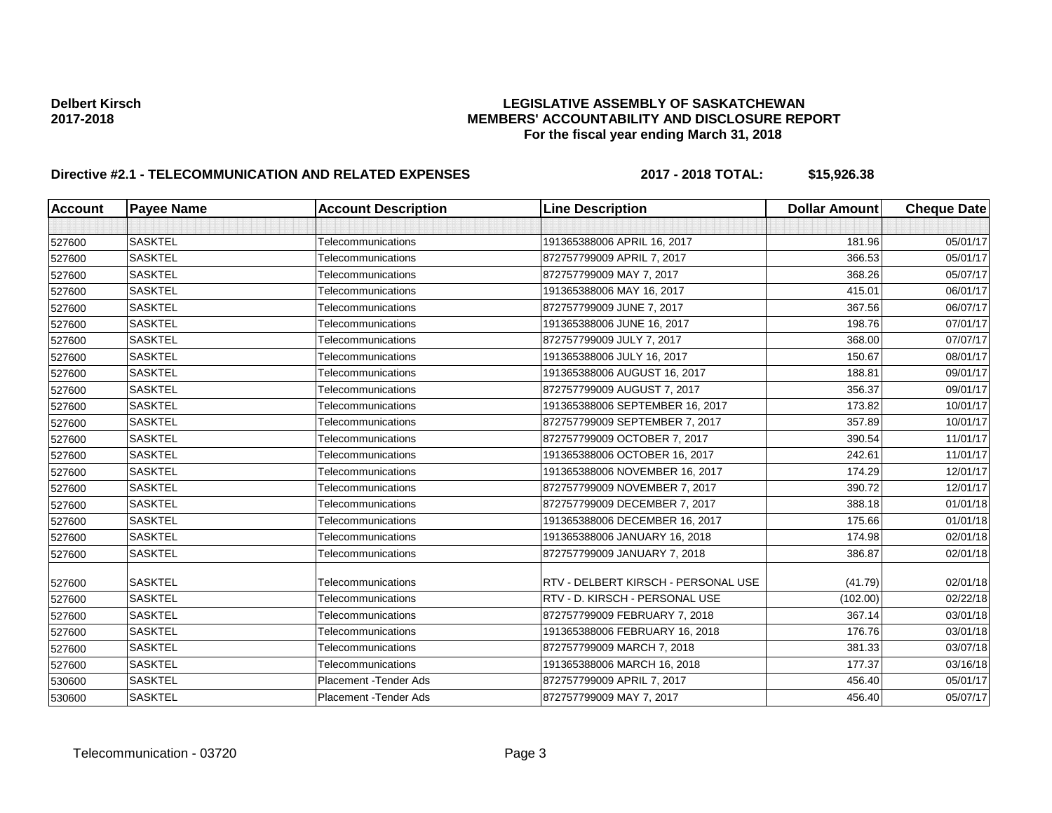**Delbert Kirsch**
**2017-2018**

**LEGISLATIVE ASSEMBLY OF SASKATCHEWAN**
**MEMBERS' ACCOUNTABILITY AND DISCLOSURE REPORT**
**For the fiscal year ending March 31, 2018**

**Directive #2.1 - TELECOMMUNICATION AND RELATED EXPENSES** **2017 - 2018 TOTAL: $15,926.38**

| Account | Payee Name | Account Description | Line Description | Dollar Amount | Cheque Date |
|---|---|---|---|---|---|
| | | | | | |
| 527600 | SASKTEL | Telecommunications | 191365388006 APRIL 16, 2017 | 181.96 | 05/01/17 |
| 527600 | SASKTEL | Telecommunications | 872757799009 APRIL 7, 2017 | 366.53 | 05/01/17 |
| 527600 | SASKTEL | Telecommunications | 872757799009 MAY 7, 2017 | 368.26 | 05/07/17 |
| 527600 | SASKTEL | Telecommunications | 191365388006 MAY 16, 2017 | 415.01 | 06/01/17 |
| 527600 | SASKTEL | Telecommunications | 872757799009 JUNE 7, 2017 | 367.56 | 06/07/17 |
| 527600 | SASKTEL | Telecommunications | 191365388006 JUNE 16, 2017 | 198.76 | 07/01/17 |
| 527600 | SASKTEL | Telecommunications | 872757799009 JULY 7, 2017 | 368.00 | 07/07/17 |
| 527600 | SASKTEL | Telecommunications | 191365388006 JULY 16, 2017 | 150.67 | 08/01/17 |
| 527600 | SASKTEL | Telecommunications | 191365388006 AUGUST 16, 2017 | 188.81 | 09/01/17 |
| 527600 | SASKTEL | Telecommunications | 872757799009 AUGUST 7, 2017 | 356.37 | 09/01/17 |
| 527600 | SASKTEL | Telecommunications | 191365388006 SEPTEMBER 16, 2017 | 173.82 | 10/01/17 |
| 527600 | SASKTEL | Telecommunications | 872757799009 SEPTEMBER 7, 2017 | 357.89 | 10/01/17 |
| 527600 | SASKTEL | Telecommunications | 872757799009 OCTOBER 7, 2017 | 390.54 | 11/01/17 |
| 527600 | SASKTEL | Telecommunications | 191365388006 OCTOBER 16, 2017 | 242.61 | 11/01/17 |
| 527600 | SASKTEL | Telecommunications | 191365388006 NOVEMBER 16, 2017 | 174.29 | 12/01/17 |
| 527600 | SASKTEL | Telecommunications | 872757799009 NOVEMBER 7, 2017 | 390.72 | 12/01/17 |
| 527600 | SASKTEL | Telecommunications | 872757799009 DECEMBER 7, 2017 | 388.18 | 01/01/18 |
| 527600 | SASKTEL | Telecommunications | 191365388006 DECEMBER 16, 2017 | 175.66 | 01/01/18 |
| 527600 | SASKTEL | Telecommunications | 191365388006 JANUARY 16, 2018 | 174.98 | 02/01/18 |
| 527600 | SASKTEL | Telecommunications | 872757799009 JANUARY 7, 2018 | 386.87 | 02/01/18 |
| 527600 | SASKTEL | Telecommunications | RTV - DELBERT KIRSCH - PERSONAL USE | (41.79) | 02/01/18 |
| 527600 | SASKTEL | Telecommunications | RTV - D. KIRSCH - PERSONAL USE | (102.00) | 02/22/18 |
| 527600 | SASKTEL | Telecommunications | 872757799009 FEBRUARY 7, 2018 | 367.14 | 03/01/18 |
| 527600 | SASKTEL | Telecommunications | 191365388006 FEBRUARY 16, 2018 | 176.76 | 03/01/18 |
| 527600 | SASKTEL | Telecommunications | 872757799009 MARCH 7, 2018 | 381.33 | 03/07/18 |
| 527600 | SASKTEL | Telecommunications | 191365388006 MARCH 16, 2018 | 177.37 | 03/16/18 |
| 530600 | SASKTEL | Placement -Tender Ads | 872757799009 APRIL 7, 2017 | 456.40 | 05/01/17 |
| 530600 | SASKTEL | Placement -Tender Ads | 872757799009 MAY 7, 2017 | 456.40 | 05/07/17 |

Telecommunication - 03720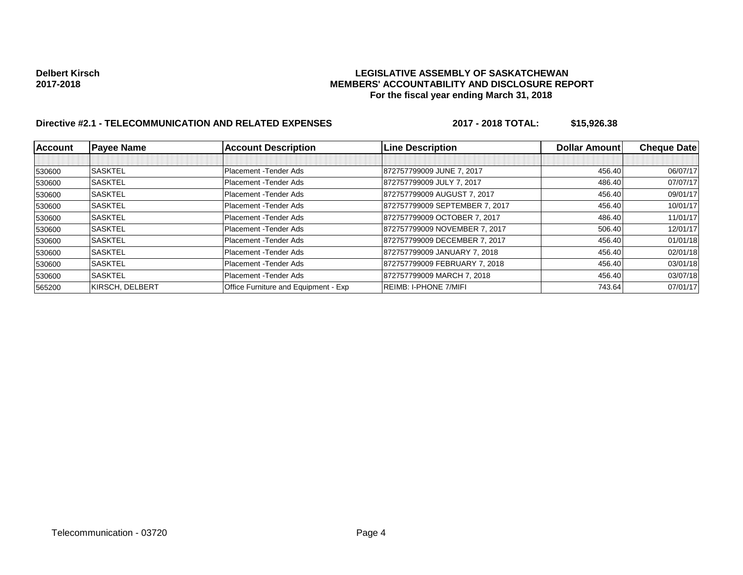**Delbert Kirsch**
**2017-2018**

**LEGISLATIVE ASSEMBLY OF SASKATCHEWAN**
**MEMBERS' ACCOUNTABILITY AND DISCLOSURE REPORT**
**For the fiscal year ending March 31, 2018**

## Directive #2.1 - TELECOMMUNICATION AND RELATED EXPENSES — 2017 - 2018 TOTAL: $15,926.38

| Account | Payee Name | Account Description | Line Description | Dollar Amount | Cheque Date |
|---|---|---|---|---|---|
| | | | | | |
| 530600 | SASKTEL | Placement -Tender Ads | 872757799009 JUNE 7, 2017 | 456.40 | 06/07/17 |
| 530600 | SASKTEL | Placement -Tender Ads | 872757799009 JULY 7, 2017 | 486.40 | 07/07/17 |
| 530600 | SASKTEL | Placement -Tender Ads | 872757799009 AUGUST 7, 2017 | 456.40 | 09/01/17 |
| 530600 | SASKTEL | Placement -Tender Ads | 872757799009 SEPTEMBER 7, 2017 | 456.40 | 10/01/17 |
| 530600 | SASKTEL | Placement -Tender Ads | 872757799009 OCTOBER 7, 2017 | 486.40 | 11/01/17 |
| 530600 | SASKTEL | Placement -Tender Ads | 872757799009 NOVEMBER 7, 2017 | 506.40 | 12/01/17 |
| 530600 | SASKTEL | Placement -Tender Ads | 872757799009 DECEMBER 7, 2017 | 456.40 | 01/01/18 |
| 530600 | SASKTEL | Placement -Tender Ads | 872757799009 JANUARY 7, 2018 | 456.40 | 02/01/18 |
| 530600 | SASKTEL | Placement -Tender Ads | 872757799009 FEBRUARY 7, 2018 | 456.40 | 03/01/18 |
| 530600 | SASKTEL | Placement -Tender Ads | 872757799009 MARCH 7, 2018 | 456.40 | 03/07/18 |
| 565200 | KIRSCH, DELBERT | Office Furniture and Equipment - Exp | REIMB: I-PHONE 7/MIFI | 743.64 | 07/01/17 |

Telecommunication - 03720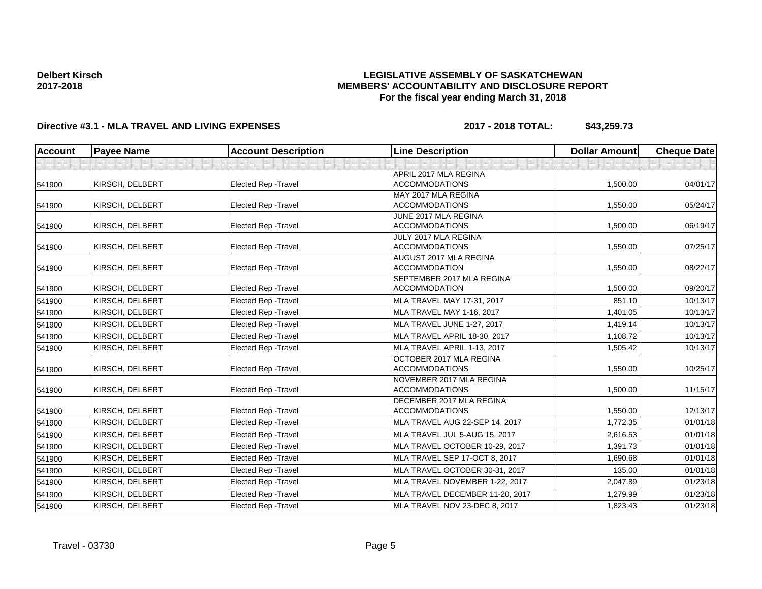**Delbert Kirsch**
**2017-2018**

**LEGISLATIVE ASSEMBLY OF SASKATCHEWAN**
**MEMBERS' ACCOUNTABILITY AND DISCLOSURE REPORT**
**For the fiscal year ending March 31, 2018**

**Directive #3.1 - MLA TRAVEL AND LIVING EXPENSES** **2017 - 2018 TOTAL: $43,259.73**

| Account | Payee Name | Account Description | Line Description | Dollar Amount | Cheque Date |
|---|---|---|---|---|---|
| | | | | | |
| 541900 | KIRSCH, DELBERT | Elected Rep -Travel | APRIL 2017 MLA REGINA ACCOMMODATIONS | 1,500.00 | 04/01/17 |
| 541900 | KIRSCH, DELBERT | Elected Rep -Travel | MAY 2017 MLA REGINA ACCOMMODATIONS | 1,550.00 | 05/24/17 |
| 541900 | KIRSCH, DELBERT | Elected Rep -Travel | JUNE 2017 MLA REGINA ACCOMMODATIONS | 1,500.00 | 06/19/17 |
| 541900 | KIRSCH, DELBERT | Elected Rep -Travel | JULY 2017 MLA REGINA ACCOMMODATIONS | 1,550.00 | 07/25/17 |
| 541900 | KIRSCH, DELBERT | Elected Rep -Travel | AUGUST 2017 MLA REGINA ACCOMMODATION | 1,550.00 | 08/22/17 |
| 541900 | KIRSCH, DELBERT | Elected Rep -Travel | SEPTEMBER 2017 MLA REGINA ACCOMMODATION | 1,500.00 | 09/20/17 |
| 541900 | KIRSCH, DELBERT | Elected Rep -Travel | MLA TRAVEL MAY 17-31, 2017 | 851.10 | 10/13/17 |
| 541900 | KIRSCH, DELBERT | Elected Rep -Travel | MLA TRAVEL MAY 1-16, 2017 | 1,401.05 | 10/13/17 |
| 541900 | KIRSCH, DELBERT | Elected Rep -Travel | MLA TRAVEL JUNE 1-27, 2017 | 1,419.14 | 10/13/17 |
| 541900 | KIRSCH, DELBERT | Elected Rep -Travel | MLA TRAVEL APRIL 18-30, 2017 | 1,108.72 | 10/13/17 |
| 541900 | KIRSCH, DELBERT | Elected Rep -Travel | MLA TRAVEL APRIL 1-13, 2017 | 1,505.42 | 10/13/17 |
| 541900 | KIRSCH, DELBERT | Elected Rep -Travel | OCTOBER 2017 MLA REGINA ACCOMMODATIONS | 1,550.00 | 10/25/17 |
| 541900 | KIRSCH, DELBERT | Elected Rep -Travel | NOVEMBER 2017 MLA REGINA ACCOMMODATIONS | 1,500.00 | 11/15/17 |
| 541900 | KIRSCH, DELBERT | Elected Rep -Travel | DECEMBER 2017 MLA REGINA ACCOMMODATIONS | 1,550.00 | 12/13/17 |
| 541900 | KIRSCH, DELBERT | Elected Rep -Travel | MLA TRAVEL AUG 22-SEP 14, 2017 | 1,772.35 | 01/01/18 |
| 541900 | KIRSCH, DELBERT | Elected Rep -Travel | MLA TRAVEL JUL 5-AUG 15, 2017 | 2,616.53 | 01/01/18 |
| 541900 | KIRSCH, DELBERT | Elected Rep -Travel | MLA TRAVEL OCTOBER 10-29, 2017 | 1,391.73 | 01/01/18 |
| 541900 | KIRSCH, DELBERT | Elected Rep -Travel | MLA TRAVEL SEP 17-OCT 8, 2017 | 1,690.68 | 01/01/18 |
| 541900 | KIRSCH, DELBERT | Elected Rep -Travel | MLA TRAVEL OCTOBER 30-31, 2017 | 135.00 | 01/01/18 |
| 541900 | KIRSCH, DELBERT | Elected Rep -Travel | MLA TRAVEL NOVEMBER 1-22, 2017 | 2,047.89 | 01/23/18 |
| 541900 | KIRSCH, DELBERT | Elected Rep -Travel | MLA TRAVEL DECEMBER 11-20, 2017 | 1,279.99 | 01/23/18 |
| 541900 | KIRSCH, DELBERT | Elected Rep -Travel | MLA TRAVEL NOV 23-DEC 8, 2017 | 1,823.43 | 01/23/18 |

Travel - 03730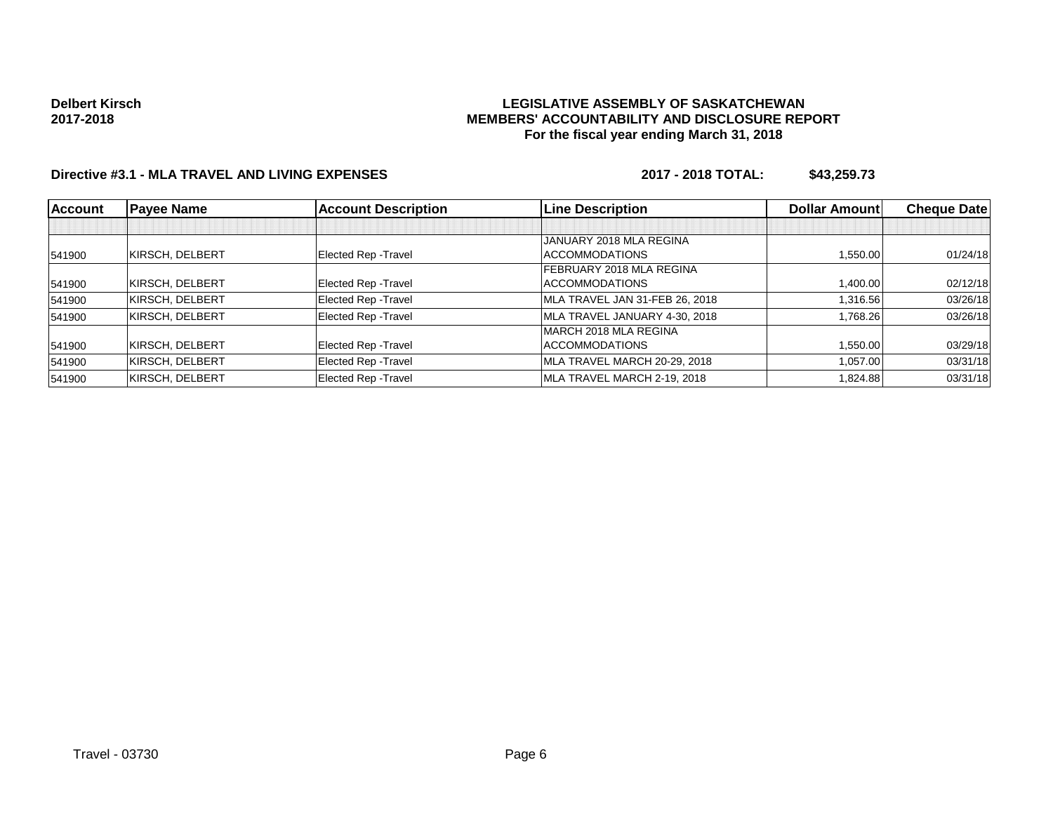**Delbert Kirsch**
**2017-2018**

**LEGISLATIVE ASSEMBLY OF SASKATCHEWAN**
**MEMBERS' ACCOUNTABILITY AND DISCLOSURE REPORT**
**For the fiscal year ending March 31, 2018**

**Directive #3.1 - MLA TRAVEL AND LIVING EXPENSES** **2017 - 2018 TOTAL: $43,259.73**

| Account | Payee Name | Account Description | Line Description | Dollar Amount | Cheque Date |
|---|---|---|---|---|---|
| | | | | | |
| 541900 | KIRSCH, DELBERT | Elected Rep -Travel | JANUARY 2018 MLA REGINA ACCOMMODATIONS | 1,550.00 | 01/24/18 |
| 541900 | KIRSCH, DELBERT | Elected Rep -Travel | FEBRUARY 2018 MLA REGINA ACCOMMODATIONS | 1,400.00 | 02/12/18 |
| 541900 | KIRSCH, DELBERT | Elected Rep -Travel | MLA TRAVEL JAN 31-FEB 26, 2018 | 1,316.56 | 03/26/18 |
| 541900 | KIRSCH, DELBERT | Elected Rep -Travel | MLA TRAVEL JANUARY 4-30, 2018 | 1,768.26 | 03/26/18 |
| 541900 | KIRSCH, DELBERT | Elected Rep -Travel | MARCH 2018 MLA REGINA ACCOMMODATIONS | 1,550.00 | 03/29/18 |
| 541900 | KIRSCH, DELBERT | Elected Rep -Travel | MLA TRAVEL MARCH 20-29, 2018 | 1,057.00 | 03/31/18 |
| 541900 | KIRSCH, DELBERT | Elected Rep -Travel | MLA TRAVEL MARCH 2-19, 2018 | 1,824.88 | 03/31/18 |

Travel - 03730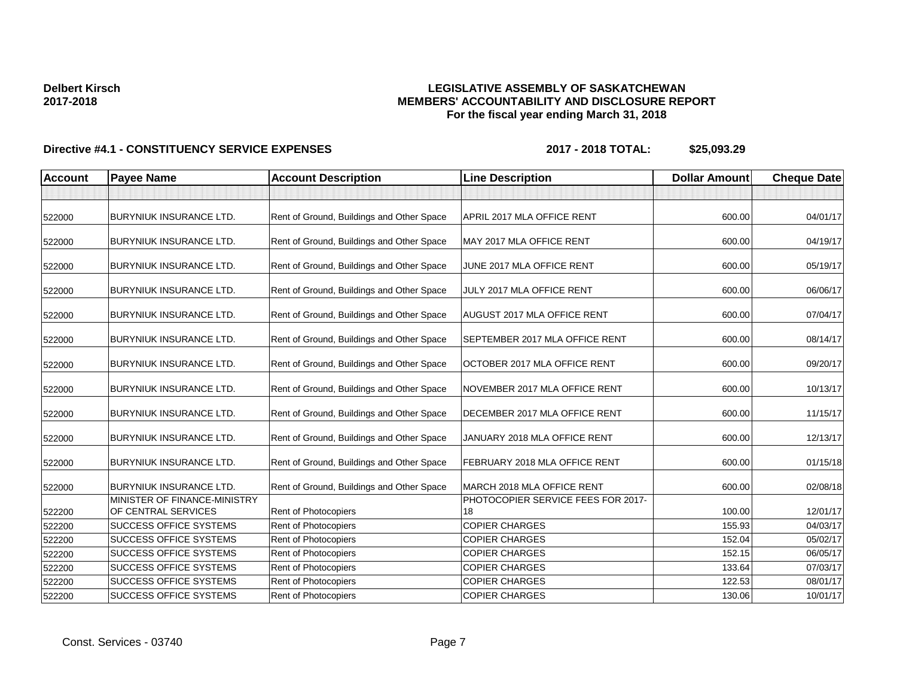**Delbert Kirsch**
**2017-2018**

**LEGISLATIVE ASSEMBLY OF SASKATCHEWAN**
**MEMBERS' ACCOUNTABILITY AND DISCLOSURE REPORT**
**For the fiscal year ending March 31, 2018**

**Directive #4.1 - CONSTITUENCY SERVICE EXPENSES** **2017 - 2018 TOTAL: $25,093.29**

| Account | Payee Name | Account Description | Line Description | Dollar Amount | Cheque Date |
|---|---|---|---|---|---|
| | | | | | |
| 522000 | BURYNIUK INSURANCE LTD. | Rent of Ground, Buildings and Other Space | APRIL 2017 MLA OFFICE RENT | 600.00 | 04/01/17 |
| 522000 | BURYNIUK INSURANCE LTD. | Rent of Ground, Buildings and Other Space | MAY 2017 MLA OFFICE RENT | 600.00 | 04/19/17 |
| 522000 | BURYNIUK INSURANCE LTD. | Rent of Ground, Buildings and Other Space | JUNE 2017 MLA OFFICE RENT | 600.00 | 05/19/17 |
| 522000 | BURYNIUK INSURANCE LTD. | Rent of Ground, Buildings and Other Space | JULY 2017 MLA OFFICE RENT | 600.00 | 06/06/17 |
| 522000 | BURYNIUK INSURANCE LTD. | Rent of Ground, Buildings and Other Space | AUGUST 2017 MLA OFFICE RENT | 600.00 | 07/04/17 |
| 522000 | BURYNIUK INSURANCE LTD. | Rent of Ground, Buildings and Other Space | SEPTEMBER 2017 MLA OFFICE RENT | 600.00 | 08/14/17 |
| 522000 | BURYNIUK INSURANCE LTD. | Rent of Ground, Buildings and Other Space | OCTOBER 2017 MLA OFFICE RENT | 600.00 | 09/20/17 |
| 522000 | BURYNIUK INSURANCE LTD. | Rent of Ground, Buildings and Other Space | NOVEMBER 2017 MLA OFFICE RENT | 600.00 | 10/13/17 |
| 522000 | BURYNIUK INSURANCE LTD. | Rent of Ground, Buildings and Other Space | DECEMBER 2017 MLA OFFICE RENT | 600.00 | 11/15/17 |
| 522000 | BURYNIUK INSURANCE LTD. | Rent of Ground, Buildings and Other Space | JANUARY 2018 MLA OFFICE RENT | 600.00 | 12/13/17 |
| 522000 | BURYNIUK INSURANCE LTD. | Rent of Ground, Buildings and Other Space | FEBRUARY 2018 MLA OFFICE RENT | 600.00 | 01/15/18 |
| 522000 | BURYNIUK INSURANCE LTD. | Rent of Ground, Buildings and Other Space | MARCH 2018 MLA OFFICE RENT | 600.00 | 02/08/18 |
| 522200 | MINISTER OF FINANCE-MINISTRY OF CENTRAL SERVICES | Rent of Photocopiers | PHOTOCOPIER SERVICE FEES FOR 2017-18 | 100.00 | 12/01/17 |
| 522200 | SUCCESS OFFICE SYSTEMS | Rent of Photocopiers | COPIER CHARGES | 155.93 | 04/03/17 |
| 522200 | SUCCESS OFFICE SYSTEMS | Rent of Photocopiers | COPIER CHARGES | 152.04 | 05/02/17 |
| 522200 | SUCCESS OFFICE SYSTEMS | Rent of Photocopiers | COPIER CHARGES | 152.15 | 06/05/17 |
| 522200 | SUCCESS OFFICE SYSTEMS | Rent of Photocopiers | COPIER CHARGES | 133.64 | 07/03/17 |
| 522200 | SUCCESS OFFICE SYSTEMS | Rent of Photocopiers | COPIER CHARGES | 122.53 | 08/01/17 |
| 522200 | SUCCESS OFFICE SYSTEMS | Rent of Photocopiers | COPIER CHARGES | 130.06 | 10/01/17 |

Const. Services - 03740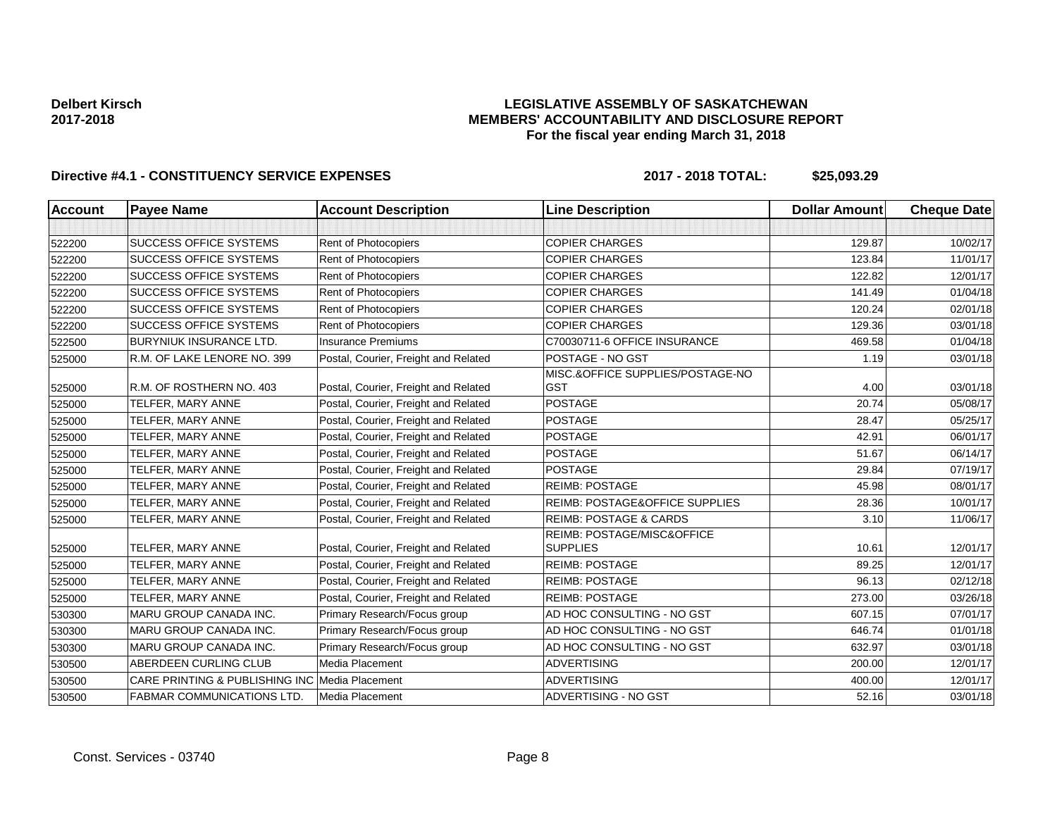**Delbert Kirsch**
**2017-2018**

# LEGISLATIVE ASSEMBLY OF SASKATCHEWAN
## MEMBERS' ACCOUNTABILITY AND DISCLOSURE REPORT
### For the fiscal year ending March 31, 2018

**Directive #4.1 - CONSTITUENCY SERVICE EXPENSES** **2017 - 2018 TOTAL: $25,093.29**

| Account | Payee Name | Account Description | Line Description | Dollar Amount | Cheque Date |
|---|---|---|---|---|---|
| | | | | | |
| 522200 | SUCCESS OFFICE SYSTEMS | Rent of Photocopiers | COPIER CHARGES | 129.87 | 10/02/17 |
| 522200 | SUCCESS OFFICE SYSTEMS | Rent of Photocopiers | COPIER CHARGES | 123.84 | 11/01/17 |
| 522200 | SUCCESS OFFICE SYSTEMS | Rent of Photocopiers | COPIER CHARGES | 122.82 | 12/01/17 |
| 522200 | SUCCESS OFFICE SYSTEMS | Rent of Photocopiers | COPIER CHARGES | 141.49 | 01/04/18 |
| 522200 | SUCCESS OFFICE SYSTEMS | Rent of Photocopiers | COPIER CHARGES | 120.24 | 02/01/18 |
| 522200 | SUCCESS OFFICE SYSTEMS | Rent of Photocopiers | COPIER CHARGES | 129.36 | 03/01/18 |
| 522500 | BURYNIUK INSURANCE LTD. | Insurance Premiums | C70030711-6 OFFICE INSURANCE | 469.58 | 01/04/18 |
| 525000 | R.M. OF LAKE LENORE NO. 399 | Postal, Courier, Freight and Related | POSTAGE - NO GST | 1.19 | 03/01/18 |
| 525000 | R.M. OF ROSTHERN NO. 403 | Postal, Courier, Freight and Related | MISC.&OFFICE SUPPLIES/POSTAGE-NO GST | 4.00 | 03/01/18 |
| 525000 | TELFER, MARY ANNE | Postal, Courier, Freight and Related | POSTAGE | 20.74 | 05/08/17 |
| 525000 | TELFER, MARY ANNE | Postal, Courier, Freight and Related | POSTAGE | 28.47 | 05/25/17 |
| 525000 | TELFER, MARY ANNE | Postal, Courier, Freight and Related | POSTAGE | 42.91 | 06/01/17 |
| 525000 | TELFER, MARY ANNE | Postal, Courier, Freight and Related | POSTAGE | 51.67 | 06/14/17 |
| 525000 | TELFER, MARY ANNE | Postal, Courier, Freight and Related | POSTAGE | 29.84 | 07/19/17 |
| 525000 | TELFER, MARY ANNE | Postal, Courier, Freight and Related | REIMB: POSTAGE | 45.98 | 08/01/17 |
| 525000 | TELFER, MARY ANNE | Postal, Courier, Freight and Related | REIMB: POSTAGE&OFFICE SUPPLIES | 28.36 | 10/01/17 |
| 525000 | TELFER, MARY ANNE | Postal, Courier, Freight and Related | REIMB: POSTAGE & CARDS | 3.10 | 11/06/17 |
| 525000 | TELFER, MARY ANNE | Postal, Courier, Freight and Related | REIMB: POSTAGE/MISC&OFFICE SUPPLIES | 10.61 | 12/01/17 |
| 525000 | TELFER, MARY ANNE | Postal, Courier, Freight and Related | REIMB: POSTAGE | 89.25 | 12/01/17 |
| 525000 | TELFER, MARY ANNE | Postal, Courier, Freight and Related | REIMB: POSTAGE | 96.13 | 02/12/18 |
| 525000 | TELFER, MARY ANNE | Postal, Courier, Freight and Related | REIMB: POSTAGE | 273.00 | 03/26/18 |
| 530300 | MARU GROUP CANADA INC. | Primary Research/Focus group | AD HOC CONSULTING - NO GST | 607.15 | 07/01/17 |
| 530300 | MARU GROUP CANADA INC. | Primary Research/Focus group | AD HOC CONSULTING - NO GST | 646.74 | 01/01/18 |
| 530300 | MARU GROUP CANADA INC. | Primary Research/Focus group | AD HOC CONSULTING - NO GST | 632.97 | 03/01/18 |
| 530500 | ABERDEEN CURLING CLUB | Media Placement | ADVERTISING | 200.00 | 12/01/17 |
| 530500 | CARE PRINTING & PUBLISHING INC | Media Placement | ADVERTISING | 400.00 | 12/01/17 |
| 530500 | FABMAR COMMUNICATIONS LTD. | Media Placement | ADVERTISING - NO GST | 52.16 | 03/01/18 |

Const. Services - 03740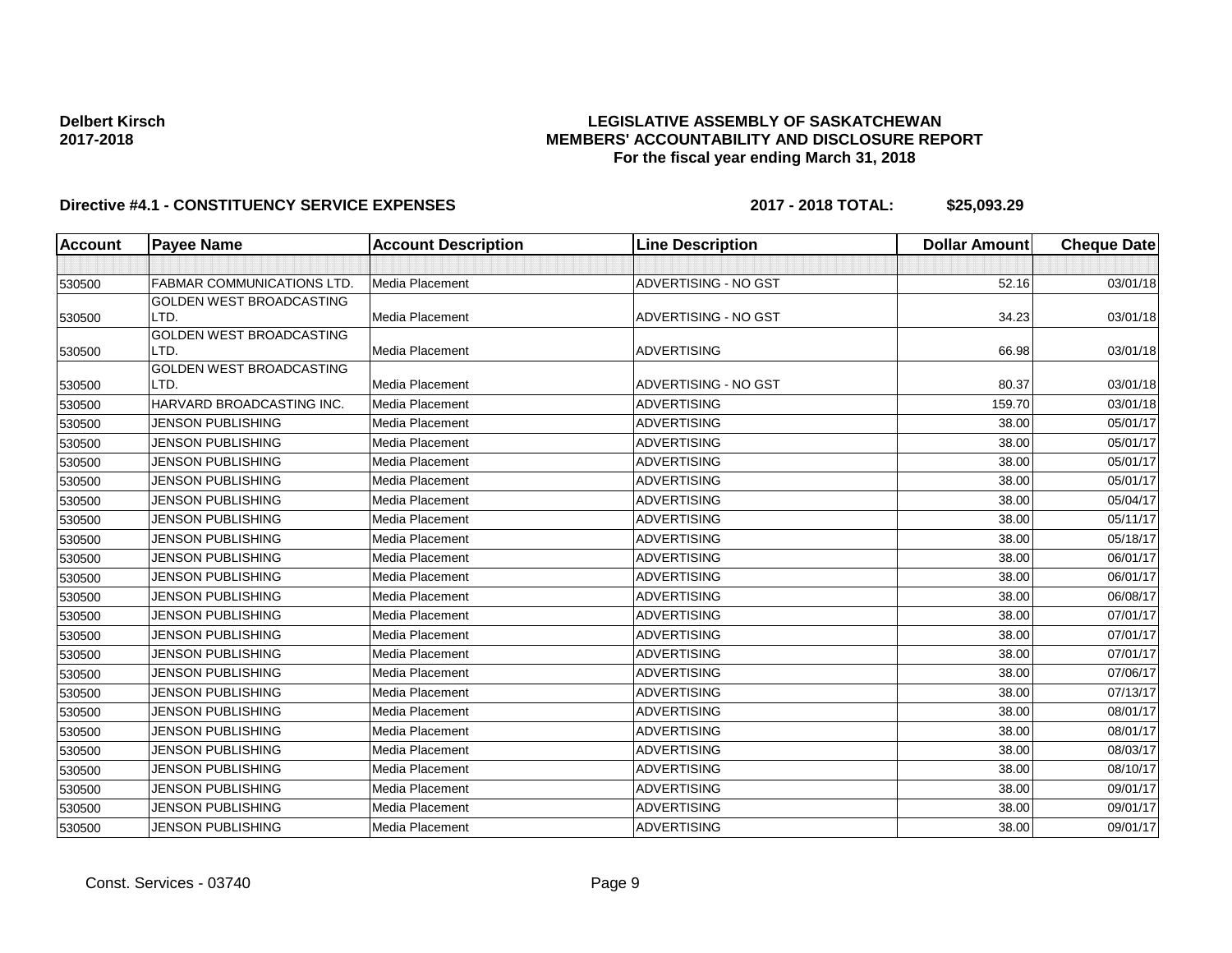**Delbert Kirsch**
**2017-2018**

**LEGISLATIVE ASSEMBLY OF SASKATCHEWAN**
**MEMBERS' ACCOUNTABILITY AND DISCLOSURE REPORT**
**For the fiscal year ending March 31, 2018**

**Directive #4.1 - CONSTITUENCY SERVICE EXPENSES** **2017 - 2018 TOTAL: $25,093.29**

| Account | Payee Name | Account Description | Line Description | Dollar Amount | Cheque Date |
|---|---|---|---|---|---|
| | | | | | |
| 530500 | FABMAR COMMUNICATIONS LTD. | Media Placement | ADVERTISING - NO GST | 52.16 | 03/01/18 |
| 530500 | GOLDEN WEST BROADCASTING LTD. | Media Placement | ADVERTISING - NO GST | 34.23 | 03/01/18 |
| 530500 | GOLDEN WEST BROADCASTING LTD. | Media Placement | ADVERTISING | 66.98 | 03/01/18 |
| 530500 | GOLDEN WEST BROADCASTING LTD. | Media Placement | ADVERTISING - NO GST | 80.37 | 03/01/18 |
| 530500 | HARVARD BROADCASTING INC. | Media Placement | ADVERTISING | 159.70 | 03/01/18 |
| 530500 | JENSON PUBLISHING | Media Placement | ADVERTISING | 38.00 | 05/01/17 |
| 530500 | JENSON PUBLISHING | Media Placement | ADVERTISING | 38.00 | 05/01/17 |
| 530500 | JENSON PUBLISHING | Media Placement | ADVERTISING | 38.00 | 05/01/17 |
| 530500 | JENSON PUBLISHING | Media Placement | ADVERTISING | 38.00 | 05/01/17 |
| 530500 | JENSON PUBLISHING | Media Placement | ADVERTISING | 38.00 | 05/04/17 |
| 530500 | JENSON PUBLISHING | Media Placement | ADVERTISING | 38.00 | 05/11/17 |
| 530500 | JENSON PUBLISHING | Media Placement | ADVERTISING | 38.00 | 05/18/17 |
| 530500 | JENSON PUBLISHING | Media Placement | ADVERTISING | 38.00 | 06/01/17 |
| 530500 | JENSON PUBLISHING | Media Placement | ADVERTISING | 38.00 | 06/01/17 |
| 530500 | JENSON PUBLISHING | Media Placement | ADVERTISING | 38.00 | 06/08/17 |
| 530500 | JENSON PUBLISHING | Media Placement | ADVERTISING | 38.00 | 07/01/17 |
| 530500 | JENSON PUBLISHING | Media Placement | ADVERTISING | 38.00 | 07/01/17 |
| 530500 | JENSON PUBLISHING | Media Placement | ADVERTISING | 38.00 | 07/01/17 |
| 530500 | JENSON PUBLISHING | Media Placement | ADVERTISING | 38.00 | 07/06/17 |
| 530500 | JENSON PUBLISHING | Media Placement | ADVERTISING | 38.00 | 07/13/17 |
| 530500 | JENSON PUBLISHING | Media Placement | ADVERTISING | 38.00 | 08/01/17 |
| 530500 | JENSON PUBLISHING | Media Placement | ADVERTISING | 38.00 | 08/01/17 |
| 530500 | JENSON PUBLISHING | Media Placement | ADVERTISING | 38.00 | 08/03/17 |
| 530500 | JENSON PUBLISHING | Media Placement | ADVERTISING | 38.00 | 08/10/17 |
| 530500 | JENSON PUBLISHING | Media Placement | ADVERTISING | 38.00 | 09/01/17 |
| 530500 | JENSON PUBLISHING | Media Placement | ADVERTISING | 38.00 | 09/01/17 |
| 530500 | JENSON PUBLISHING | Media Placement | ADVERTISING | 38.00 | 09/01/17 |

Const. Services - 03740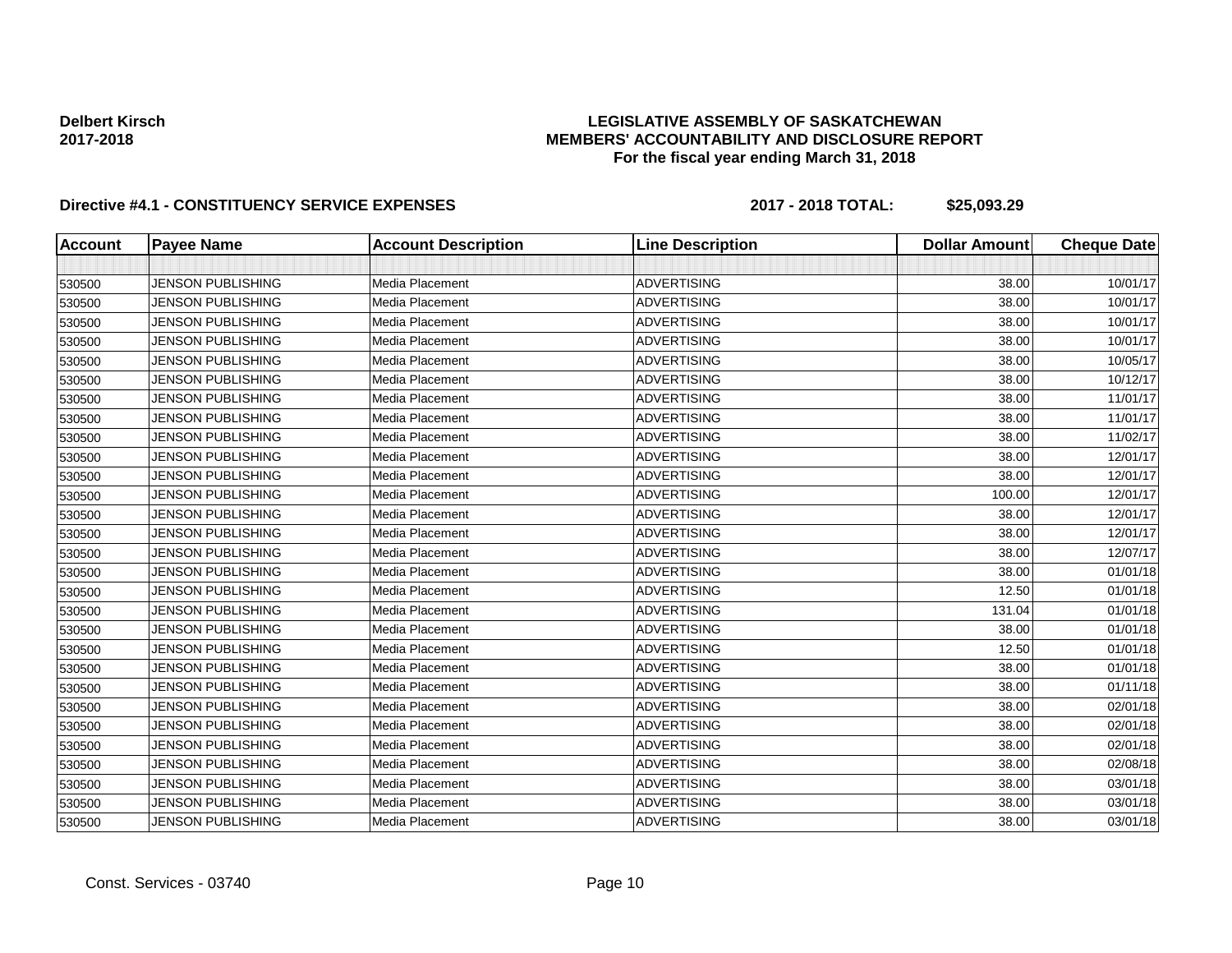**Delbert Kirsch**
**2017-2018**

**LEGISLATIVE ASSEMBLY OF SASKATCHEWAN**
**MEMBERS' ACCOUNTABILITY AND DISCLOSURE REPORT**
**For the fiscal year ending March 31, 2018**

**Directive #4.1 - CONSTITUENCY SERVICE EXPENSES** **2017 - 2018 TOTAL: $25,093.29**

| Account | Payee Name | Account Description | Line Description | Dollar Amount | Cheque Date |
|---|---|---|---|---|---|
| | | | | | |
| 530500 | JENSON PUBLISHING | Media Placement | ADVERTISING | 38.00 | 10/01/17 |
| 530500 | JENSON PUBLISHING | Media Placement | ADVERTISING | 38.00 | 10/01/17 |
| 530500 | JENSON PUBLISHING | Media Placement | ADVERTISING | 38.00 | 10/01/17 |
| 530500 | JENSON PUBLISHING | Media Placement | ADVERTISING | 38.00 | 10/01/17 |
| 530500 | JENSON PUBLISHING | Media Placement | ADVERTISING | 38.00 | 10/05/17 |
| 530500 | JENSON PUBLISHING | Media Placement | ADVERTISING | 38.00 | 10/12/17 |
| 530500 | JENSON PUBLISHING | Media Placement | ADVERTISING | 38.00 | 11/01/17 |
| 530500 | JENSON PUBLISHING | Media Placement | ADVERTISING | 38.00 | 11/01/17 |
| 530500 | JENSON PUBLISHING | Media Placement | ADVERTISING | 38.00 | 11/02/17 |
| 530500 | JENSON PUBLISHING | Media Placement | ADVERTISING | 38.00 | 12/01/17 |
| 530500 | JENSON PUBLISHING | Media Placement | ADVERTISING | 38.00 | 12/01/17 |
| 530500 | JENSON PUBLISHING | Media Placement | ADVERTISING | 100.00 | 12/01/17 |
| 530500 | JENSON PUBLISHING | Media Placement | ADVERTISING | 38.00 | 12/01/17 |
| 530500 | JENSON PUBLISHING | Media Placement | ADVERTISING | 38.00 | 12/01/17 |
| 530500 | JENSON PUBLISHING | Media Placement | ADVERTISING | 38.00 | 12/07/17 |
| 530500 | JENSON PUBLISHING | Media Placement | ADVERTISING | 38.00 | 01/01/18 |
| 530500 | JENSON PUBLISHING | Media Placement | ADVERTISING | 12.50 | 01/01/18 |
| 530500 | JENSON PUBLISHING | Media Placement | ADVERTISING | 131.04 | 01/01/18 |
| 530500 | JENSON PUBLISHING | Media Placement | ADVERTISING | 38.00 | 01/01/18 |
| 530500 | JENSON PUBLISHING | Media Placement | ADVERTISING | 12.50 | 01/01/18 |
| 530500 | JENSON PUBLISHING | Media Placement | ADVERTISING | 38.00 | 01/01/18 |
| 530500 | JENSON PUBLISHING | Media Placement | ADVERTISING | 38.00 | 01/11/18 |
| 530500 | JENSON PUBLISHING | Media Placement | ADVERTISING | 38.00 | 02/01/18 |
| 530500 | JENSON PUBLISHING | Media Placement | ADVERTISING | 38.00 | 02/01/18 |
| 530500 | JENSON PUBLISHING | Media Placement | ADVERTISING | 38.00 | 02/01/18 |
| 530500 | JENSON PUBLISHING | Media Placement | ADVERTISING | 38.00 | 02/08/18 |
| 530500 | JENSON PUBLISHING | Media Placement | ADVERTISING | 38.00 | 03/01/18 |
| 530500 | JENSON PUBLISHING | Media Placement | ADVERTISING | 38.00 | 03/01/18 |
| 530500 | JENSON PUBLISHING | Media Placement | ADVERTISING | 38.00 | 03/01/18 |

Const. Services - 03740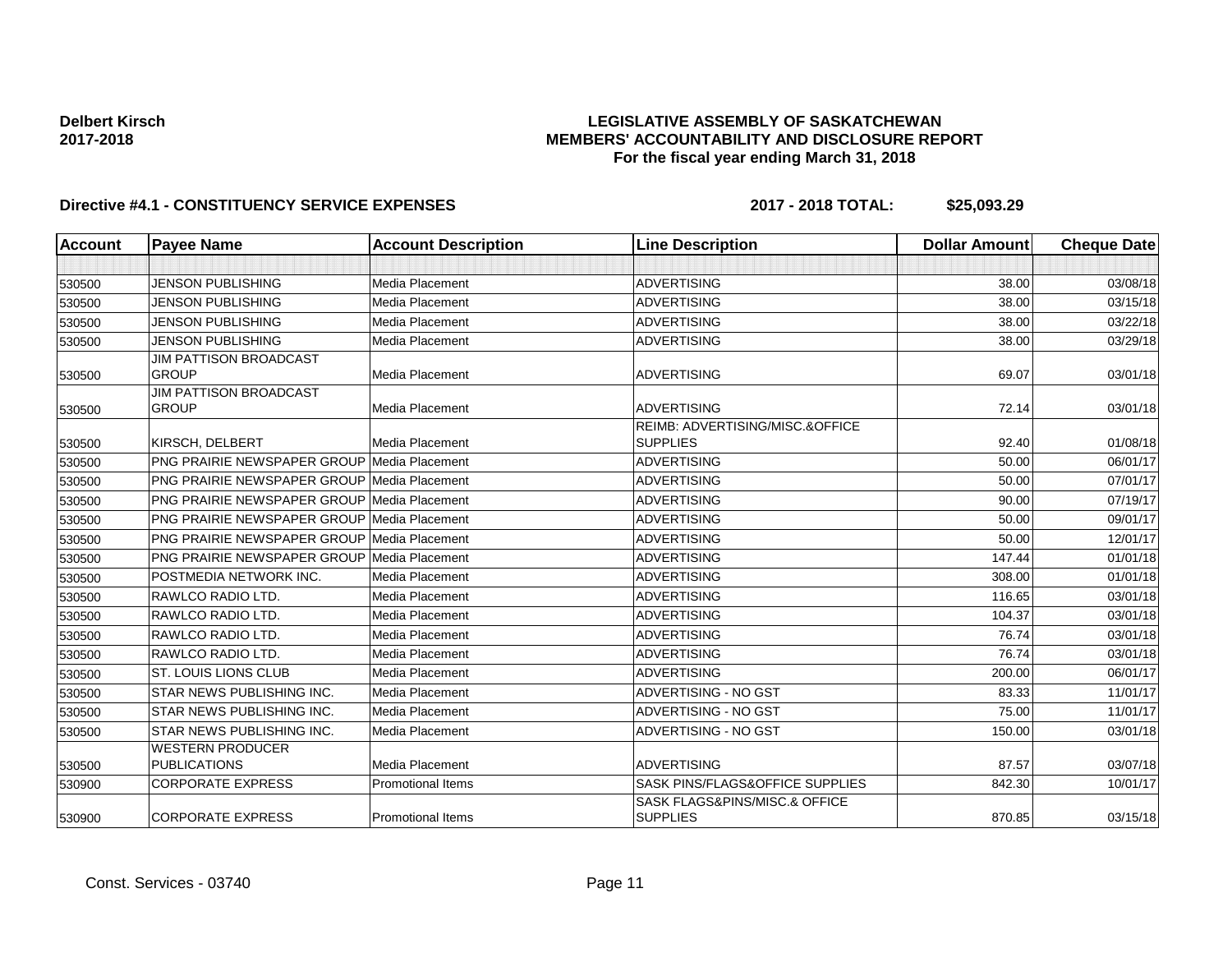**Delbert Kirsch**
**2017-2018**

**LEGISLATIVE ASSEMBLY OF SASKATCHEWAN**
**MEMBERS' ACCOUNTABILITY AND DISCLOSURE REPORT**
**For the fiscal year ending March 31, 2018**

**Directive #4.1 - CONSTITUENCY SERVICE EXPENSES** **2017 - 2018 TOTAL: $25,093.29**

| Account | Payee Name | Account Description | Line Description | Dollar Amount | Cheque Date |
|---|---|---|---|---|---|
| | | | | | |
| 530500 | JENSON PUBLISHING | Media Placement | ADVERTISING | 38.00 | 03/08/18 |
| 530500 | JENSON PUBLISHING | Media Placement | ADVERTISING | 38.00 | 03/15/18 |
| 530500 | JENSON PUBLISHING | Media Placement | ADVERTISING | 38.00 | 03/22/18 |
| 530500 | JENSON PUBLISHING | Media Placement | ADVERTISING | 38.00 | 03/29/18 |
| 530500 | JIM PATTISON BROADCAST GROUP | Media Placement | ADVERTISING | 69.07 | 03/01/18 |
| 530500 | JIM PATTISON BROADCAST GROUP | Media Placement | ADVERTISING | 72.14 | 03/01/18 |
| 530500 | KIRSCH, DELBERT | Media Placement | REIMB: ADVERTISING/MISC.&OFFICE SUPPLIES | 92.40 | 01/08/18 |
| 530500 | PNG PRAIRIE NEWSPAPER GROUP | Media Placement | ADVERTISING | 50.00 | 06/01/17 |
| 530500 | PNG PRAIRIE NEWSPAPER GROUP | Media Placement | ADVERTISING | 50.00 | 07/01/17 |
| 530500 | PNG PRAIRIE NEWSPAPER GROUP | Media Placement | ADVERTISING | 90.00 | 07/19/17 |
| 530500 | PNG PRAIRIE NEWSPAPER GROUP | Media Placement | ADVERTISING | 50.00 | 09/01/17 |
| 530500 | PNG PRAIRIE NEWSPAPER GROUP | Media Placement | ADVERTISING | 50.00 | 12/01/17 |
| 530500 | PNG PRAIRIE NEWSPAPER GROUP | Media Placement | ADVERTISING | 147.44 | 01/01/18 |
| 530500 | POSTMEDIA NETWORK INC. | Media Placement | ADVERTISING | 308.00 | 01/01/18 |
| 530500 | RAWLCO RADIO LTD. | Media Placement | ADVERTISING | 116.65 | 03/01/18 |
| 530500 | RAWLCO RADIO LTD. | Media Placement | ADVERTISING | 104.37 | 03/01/18 |
| 530500 | RAWLCO RADIO LTD. | Media Placement | ADVERTISING | 76.74 | 03/01/18 |
| 530500 | RAWLCO RADIO LTD. | Media Placement | ADVERTISING | 76.74 | 03/01/18 |
| 530500 | ST. LOUIS LIONS CLUB | Media Placement | ADVERTISING | 200.00 | 06/01/17 |
| 530500 | STAR NEWS PUBLISHING INC. | Media Placement | ADVERTISING - NO GST | 83.33 | 11/01/17 |
| 530500 | STAR NEWS PUBLISHING INC. | Media Placement | ADVERTISING - NO GST | 75.00 | 11/01/17 |
| 530500 | STAR NEWS PUBLISHING INC. | Media Placement | ADVERTISING - NO GST | 150.00 | 03/01/18 |
| 530500 | WESTERN PRODUCER PUBLICATIONS | Media Placement | ADVERTISING | 87.57 | 03/07/18 |
| 530900 | CORPORATE EXPRESS | Promotional Items | SASK PINS/FLAGS&OFFICE SUPPLIES | 842.30 | 10/01/17 |
| 530900 | CORPORATE EXPRESS | Promotional Items | SASK FLAGS&PINS/MISC.& OFFICE SUPPLIES | 870.85 | 03/15/18 |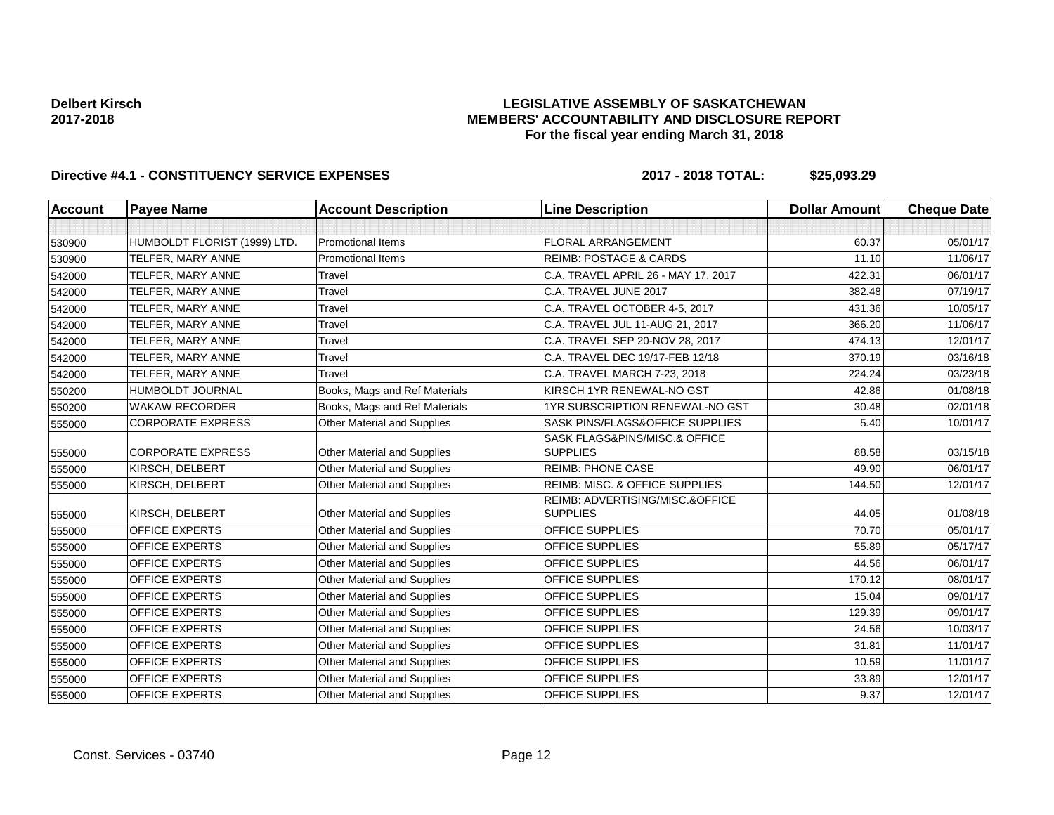**Delbert Kirsch**
**2017-2018**

**LEGISLATIVE ASSEMBLY OF SASKATCHEWAN**
**MEMBERS' ACCOUNTABILITY AND DISCLOSURE REPORT**
**For the fiscal year ending March 31, 2018**

**Directive #4.1 - CONSTITUENCY SERVICE EXPENSES** **2017 - 2018 TOTAL: $25,093.29**

| Account | Payee Name | Account Description | Line Description | Dollar Amount | Cheque Date |
|---|---|---|---|---|---|
| | | | | | |
| 530900 | HUMBOLDT FLORIST (1999) LTD. | Promotional Items | FLORAL ARRANGEMENT | 60.37 | 05/01/17 |
| 530900 | TELFER, MARY ANNE | Promotional Items | REIMB: POSTAGE & CARDS | 11.10 | 11/06/17 |
| 542000 | TELFER, MARY ANNE | Travel | C.A. TRAVEL APRIL 26 - MAY 17, 2017 | 422.31 | 06/01/17 |
| 542000 | TELFER, MARY ANNE | Travel | C.A. TRAVEL JUNE 2017 | 382.48 | 07/19/17 |
| 542000 | TELFER, MARY ANNE | Travel | C.A. TRAVEL OCTOBER 4-5, 2017 | 431.36 | 10/05/17 |
| 542000 | TELFER, MARY ANNE | Travel | C.A. TRAVEL JUL 11-AUG 21, 2017 | 366.20 | 11/06/17 |
| 542000 | TELFER, MARY ANNE | Travel | C.A. TRAVEL SEP 20-NOV 28, 2017 | 474.13 | 12/01/17 |
| 542000 | TELFER, MARY ANNE | Travel | C.A. TRAVEL DEC 19/17-FEB 12/18 | 370.19 | 03/16/18 |
| 542000 | TELFER, MARY ANNE | Travel | C.A. TRAVEL MARCH 7-23, 2018 | 224.24 | 03/23/18 |
| 550200 | HUMBOLDT JOURNAL | Books, Mags and Ref Materials | KIRSCH 1YR RENEWAL-NO GST | 42.86 | 01/08/18 |
| 550200 | WAKAW RECORDER | Books, Mags and Ref Materials | 1YR SUBSCRIPTION RENEWAL-NO GST | 30.48 | 02/01/18 |
| 555000 | CORPORATE EXPRESS | Other Material and Supplies | SASK PINS/FLAGS&OFFICE SUPPLIES | 5.40 | 10/01/17 |
| 555000 | CORPORATE EXPRESS | Other Material and Supplies | SASK FLAGS&PINS/MISC.& OFFICE SUPPLIES | 88.58 | 03/15/18 |
| 555000 | KIRSCH, DELBERT | Other Material and Supplies | REIMB: PHONE CASE | 49.90 | 06/01/17 |
| 555000 | KIRSCH, DELBERT | Other Material and Supplies | REIMB: MISC. & OFFICE SUPPLIES | 144.50 | 12/01/17 |
| 555000 | KIRSCH, DELBERT | Other Material and Supplies | REIMB: ADVERTISING/MISC.&OFFICE SUPPLIES | 44.05 | 01/08/18 |
| 555000 | OFFICE EXPERTS | Other Material and Supplies | OFFICE SUPPLIES | 70.70 | 05/01/17 |
| 555000 | OFFICE EXPERTS | Other Material and Supplies | OFFICE SUPPLIES | 55.89 | 05/17/17 |
| 555000 | OFFICE EXPERTS | Other Material and Supplies | OFFICE SUPPLIES | 44.56 | 06/01/17 |
| 555000 | OFFICE EXPERTS | Other Material and Supplies | OFFICE SUPPLIES | 170.12 | 08/01/17 |
| 555000 | OFFICE EXPERTS | Other Material and Supplies | OFFICE SUPPLIES | 15.04 | 09/01/17 |
| 555000 | OFFICE EXPERTS | Other Material and Supplies | OFFICE SUPPLIES | 129.39 | 09/01/17 |
| 555000 | OFFICE EXPERTS | Other Material and Supplies | OFFICE SUPPLIES | 24.56 | 10/03/17 |
| 555000 | OFFICE EXPERTS | Other Material and Supplies | OFFICE SUPPLIES | 31.81 | 11/01/17 |
| 555000 | OFFICE EXPERTS | Other Material and Supplies | OFFICE SUPPLIES | 10.59 | 11/01/17 |
| 555000 | OFFICE EXPERTS | Other Material and Supplies | OFFICE SUPPLIES | 33.89 | 12/01/17 |
| 555000 | OFFICE EXPERTS | Other Material and Supplies | OFFICE SUPPLIES | 9.37 | 12/01/17 |

Const. Services - 03740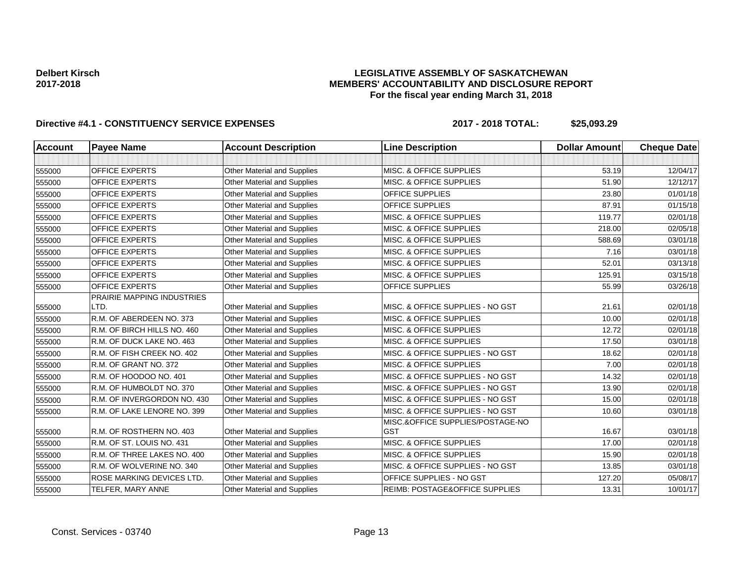**Delbert Kirsch**
**2017-2018**

**LEGISLATIVE ASSEMBLY OF SASKATCHEWAN**
**MEMBERS' ACCOUNTABILITY AND DISCLOSURE REPORT**
**For the fiscal year ending March 31, 2018**

**Directive #4.1 - CONSTITUENCY SERVICE EXPENSES** **2017 - 2018 TOTAL: $25,093.29**

| Account | Payee Name | Account Description | Line Description | Dollar Amount | Cheque Date |
|---|---|---|---|---|---|
| | | | | | |
| 555000 | OFFICE EXPERTS | Other Material and Supplies | MISC. & OFFICE SUPPLIES | 53.19 | 12/04/17 |
| 555000 | OFFICE EXPERTS | Other Material and Supplies | MISC. & OFFICE SUPPLIES | 51.90 | 12/12/17 |
| 555000 | OFFICE EXPERTS | Other Material and Supplies | OFFICE SUPPLIES | 23.80 | 01/01/18 |
| 555000 | OFFICE EXPERTS | Other Material and Supplies | OFFICE SUPPLIES | 87.91 | 01/15/18 |
| 555000 | OFFICE EXPERTS | Other Material and Supplies | MISC. & OFFICE SUPPLIES | 119.77 | 02/01/18 |
| 555000 | OFFICE EXPERTS | Other Material and Supplies | MISC. & OFFICE SUPPLIES | 218.00 | 02/05/18 |
| 555000 | OFFICE EXPERTS | Other Material and Supplies | MISC. & OFFICE SUPPLIES | 588.69 | 03/01/18 |
| 555000 | OFFICE EXPERTS | Other Material and Supplies | MISC. & OFFICE SUPPLIES | 7.16 | 03/01/18 |
| 555000 | OFFICE EXPERTS | Other Material and Supplies | MISC. & OFFICE SUPPLIES | 52.01 | 03/13/18 |
| 555000 | OFFICE EXPERTS | Other Material and Supplies | MISC. & OFFICE SUPPLIES | 125.91 | 03/15/18 |
| 555000 | OFFICE EXPERTS | Other Material and Supplies | OFFICE SUPPLIES | 55.99 | 03/26/18 |
| 555000 | PRAIRIE MAPPING INDUSTRIES LTD. | Other Material and Supplies | MISC. & OFFICE SUPPLIES - NO GST | 21.61 | 02/01/18 |
| 555000 | R.M. OF ABERDEEN NO. 373 | Other Material and Supplies | MISC. & OFFICE SUPPLIES | 10.00 | 02/01/18 |
| 555000 | R.M. OF BIRCH HILLS NO. 460 | Other Material and Supplies | MISC. & OFFICE SUPPLIES | 12.72 | 02/01/18 |
| 555000 | R.M. OF DUCK LAKE NO. 463 | Other Material and Supplies | MISC. & OFFICE SUPPLIES | 17.50 | 03/01/18 |
| 555000 | R.M. OF FISH CREEK NO. 402 | Other Material and Supplies | MISC. & OFFICE SUPPLIES - NO GST | 18.62 | 02/01/18 |
| 555000 | R.M. OF GRANT NO. 372 | Other Material and Supplies | MISC. & OFFICE SUPPLIES | 7.00 | 02/01/18 |
| 555000 | R.M. OF HOODOO NO. 401 | Other Material and Supplies | MISC. & OFFICE SUPPLIES - NO GST | 14.32 | 02/01/18 |
| 555000 | R.M. OF HUMBOLDT NO. 370 | Other Material and Supplies | MISC. & OFFICE SUPPLIES - NO GST | 13.90 | 02/01/18 |
| 555000 | R.M. OF INVERGORDON NO. 430 | Other Material and Supplies | MISC. & OFFICE SUPPLIES - NO GST | 15.00 | 02/01/18 |
| 555000 | R.M. OF LAKE LENORE NO. 399 | Other Material and Supplies | MISC. & OFFICE SUPPLIES - NO GST | 10.60 | 03/01/18 |
| 555000 | R.M. OF ROSTHERN NO. 403 | Other Material and Supplies | MISC.&OFFICE SUPPLIES/POSTAGE-NO GST | 16.67 | 03/01/18 |
| 555000 | R.M. OF ST. LOUIS NO. 431 | Other Material and Supplies | MISC. & OFFICE SUPPLIES | 17.00 | 02/01/18 |
| 555000 | R.M. OF THREE LAKES NO. 400 | Other Material and Supplies | MISC. & OFFICE SUPPLIES | 15.90 | 02/01/18 |
| 555000 | R.M. OF WOLVERINE NO. 340 | Other Material and Supplies | MISC. & OFFICE SUPPLIES - NO GST | 13.85 | 03/01/18 |
| 555000 | ROSE MARKING DEVICES LTD. | Other Material and Supplies | OFFICE SUPPLIES - NO GST | 127.20 | 05/08/17 |
| 555000 | TELFER, MARY ANNE | Other Material and Supplies | REIMB: POSTAGE&OFFICE SUPPLIES | 13.31 | 10/01/17 |

Const. Services - 03740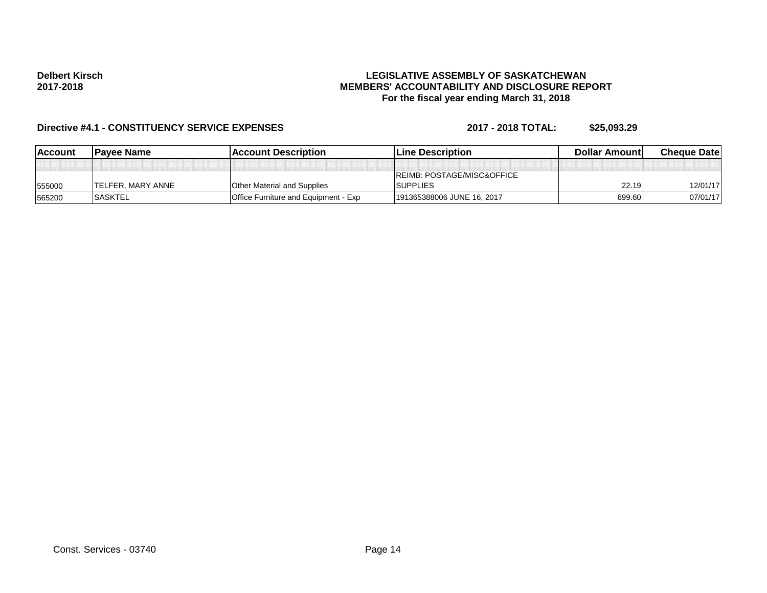**Delbert Kirsch**
**2017-2018**

**LEGISLATIVE ASSEMBLY OF SASKATCHEWAN**
**MEMBERS' ACCOUNTABILITY AND DISCLOSURE REPORT**
**For the fiscal year ending March 31, 2018**

**Directive #4.1 - CONSTITUENCY SERVICE EXPENSES** **2017 - 2018 TOTAL: $25,093.29**

| Account | Payee Name | Account Description | Line Description | Dollar Amount | Cheque Date |
|---|---|---|---|---|---|
| | | | | | |
| 555000 | TELFER, MARY ANNE | Other Material and Supplies | REIMB: POSTAGE/MISC&OFFICE SUPPLIES | 22.19 | 12/01/17 |
| 565200 | SASKTEL | Office Furniture and Equipment - Exp | 191365388006 JUNE 16, 2017 | 699.60 | 07/01/17 |

Const. Services - 03740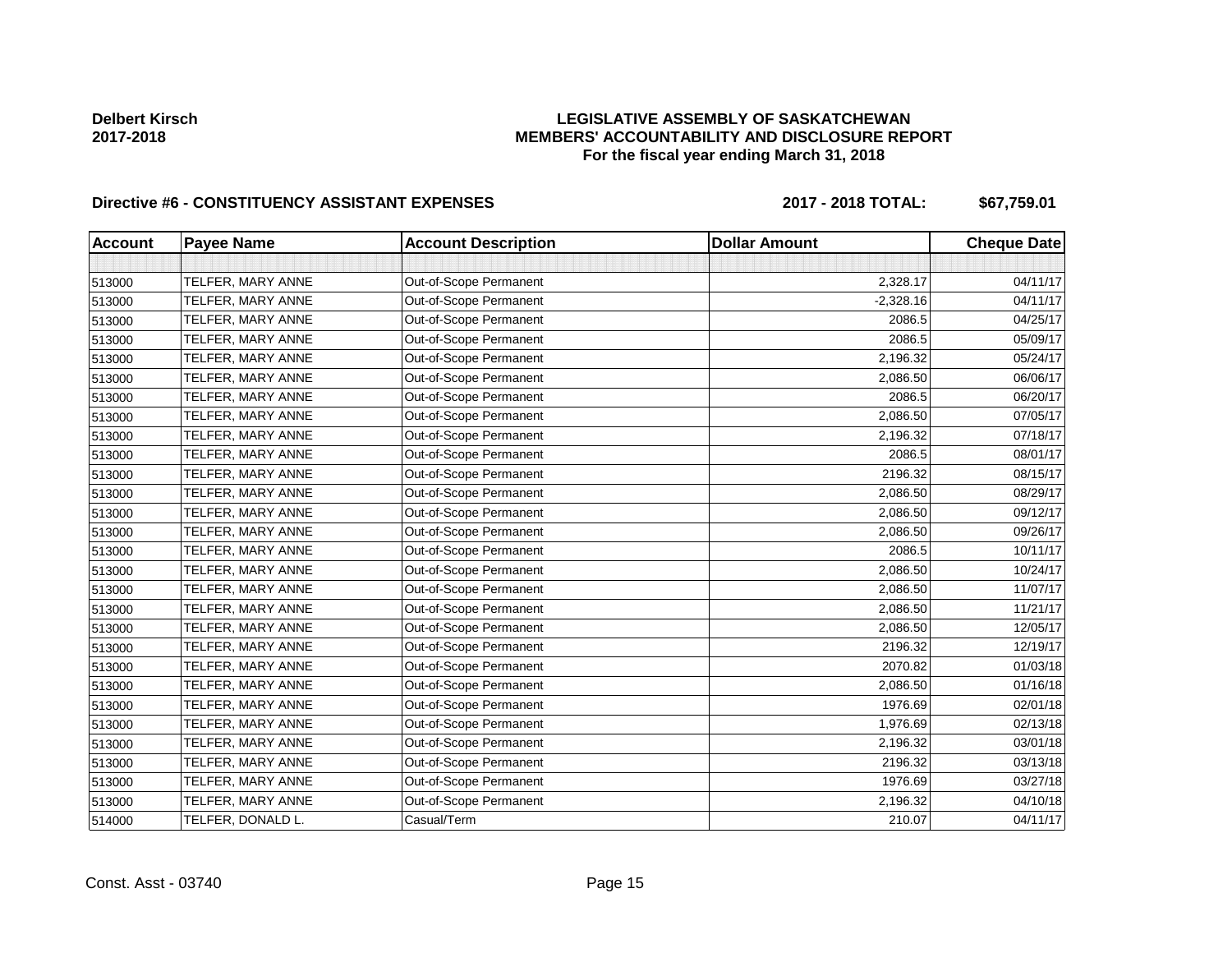**Delbert Kirsch**
**2017-2018**

**LEGISLATIVE ASSEMBLY OF SASKATCHEWAN**
**MEMBERS' ACCOUNTABILITY AND DISCLOSURE REPORT**
**For the fiscal year ending March 31, 2018**

**Directive #6 - CONSTITUENCY ASSISTANT EXPENSES** **2017 - 2018 TOTAL: $67,759.01**

| Account | Payee Name | Account Description | Dollar Amount | Cheque Date |
|---|---|---|---|---|
| | | | | |
| 513000 | TELFER, MARY ANNE | Out-of-Scope Permanent | 2,328.17 | 04/11/17 |
| 513000 | TELFER, MARY ANNE | Out-of-Scope Permanent | -2,328.16 | 04/11/17 |
| 513000 | TELFER, MARY ANNE | Out-of-Scope Permanent | 2086.5 | 04/25/17 |
| 513000 | TELFER, MARY ANNE | Out-of-Scope Permanent | 2086.5 | 05/09/17 |
| 513000 | TELFER, MARY ANNE | Out-of-Scope Permanent | 2,196.32 | 05/24/17 |
| 513000 | TELFER, MARY ANNE | Out-of-Scope Permanent | 2,086.50 | 06/06/17 |
| 513000 | TELFER, MARY ANNE | Out-of-Scope Permanent | 2086.5 | 06/20/17 |
| 513000 | TELFER, MARY ANNE | Out-of-Scope Permanent | 2,086.50 | 07/05/17 |
| 513000 | TELFER, MARY ANNE | Out-of-Scope Permanent | 2,196.32 | 07/18/17 |
| 513000 | TELFER, MARY ANNE | Out-of-Scope Permanent | 2086.5 | 08/01/17 |
| 513000 | TELFER, MARY ANNE | Out-of-Scope Permanent | 2196.32 | 08/15/17 |
| 513000 | TELFER, MARY ANNE | Out-of-Scope Permanent | 2,086.50 | 08/29/17 |
| 513000 | TELFER, MARY ANNE | Out-of-Scope Permanent | 2,086.50 | 09/12/17 |
| 513000 | TELFER, MARY ANNE | Out-of-Scope Permanent | 2,086.50 | 09/26/17 |
| 513000 | TELFER, MARY ANNE | Out-of-Scope Permanent | 2086.5 | 10/11/17 |
| 513000 | TELFER, MARY ANNE | Out-of-Scope Permanent | 2,086.50 | 10/24/17 |
| 513000 | TELFER, MARY ANNE | Out-of-Scope Permanent | 2,086.50 | 11/07/17 |
| 513000 | TELFER, MARY ANNE | Out-of-Scope Permanent | 2,086.50 | 11/21/17 |
| 513000 | TELFER, MARY ANNE | Out-of-Scope Permanent | 2,086.50 | 12/05/17 |
| 513000 | TELFER, MARY ANNE | Out-of-Scope Permanent | 2196.32 | 12/19/17 |
| 513000 | TELFER, MARY ANNE | Out-of-Scope Permanent | 2070.82 | 01/03/18 |
| 513000 | TELFER, MARY ANNE | Out-of-Scope Permanent | 2,086.50 | 01/16/18 |
| 513000 | TELFER, MARY ANNE | Out-of-Scope Permanent | 1976.69 | 02/01/18 |
| 513000 | TELFER, MARY ANNE | Out-of-Scope Permanent | 1,976.69 | 02/13/18 |
| 513000 | TELFER, MARY ANNE | Out-of-Scope Permanent | 2,196.32 | 03/01/18 |
| 513000 | TELFER, MARY ANNE | Out-of-Scope Permanent | 2196.32 | 03/13/18 |
| 513000 | TELFER, MARY ANNE | Out-of-Scope Permanent | 1976.69 | 03/27/18 |
| 513000 | TELFER, MARY ANNE | Out-of-Scope Permanent | 2,196.32 | 04/10/18 |
| 514000 | TELFER, DONALD L. | Casual/Term | 210.07 | 04/11/17 |

Const. Asst - 03740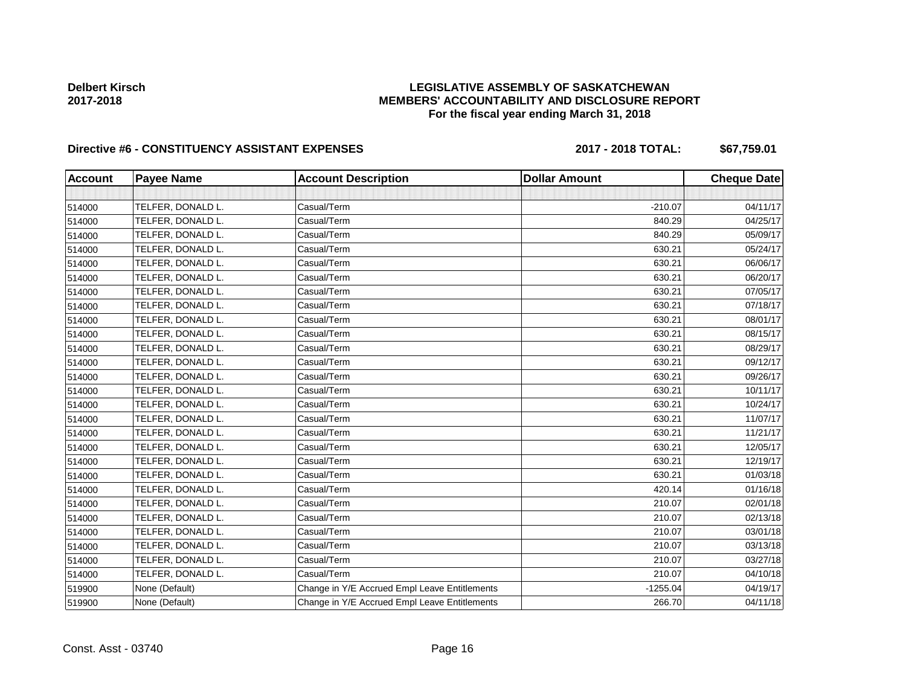**Delbert Kirsch**
**2017-2018**

# LEGISLATIVE ASSEMBLY OF SASKATCHEWAN
## MEMBERS' ACCOUNTABILITY AND DISCLOSURE REPORT
### For the fiscal year ending March 31, 2018

**Directive #6 - CONSTITUENCY ASSISTANT EXPENSES** **2017 - 2018 TOTAL: $67,759.01**

| Account | Payee Name | Account Description | Dollar Amount | Cheque Date |
|---|---|---|---|---|
| | | | | |
| 514000 | TELFER, DONALD L. | Casual/Term | -210.07 | 04/11/17 |
| 514000 | TELFER, DONALD L. | Casual/Term | 840.29 | 04/25/17 |
| 514000 | TELFER, DONALD L. | Casual/Term | 840.29 | 05/09/17 |
| 514000 | TELFER, DONALD L. | Casual/Term | 630.21 | 05/24/17 |
| 514000 | TELFER, DONALD L. | Casual/Term | 630.21 | 06/06/17 |
| 514000 | TELFER, DONALD L. | Casual/Term | 630.21 | 06/20/17 |
| 514000 | TELFER, DONALD L. | Casual/Term | 630.21 | 07/05/17 |
| 514000 | TELFER, DONALD L. | Casual/Term | 630.21 | 07/18/17 |
| 514000 | TELFER, DONALD L. | Casual/Term | 630.21 | 08/01/17 |
| 514000 | TELFER, DONALD L. | Casual/Term | 630.21 | 08/15/17 |
| 514000 | TELFER, DONALD L. | Casual/Term | 630.21 | 08/29/17 |
| 514000 | TELFER, DONALD L. | Casual/Term | 630.21 | 09/12/17 |
| 514000 | TELFER, DONALD L. | Casual/Term | 630.21 | 09/26/17 |
| 514000 | TELFER, DONALD L. | Casual/Term | 630.21 | 10/11/17 |
| 514000 | TELFER, DONALD L. | Casual/Term | 630.21 | 10/24/17 |
| 514000 | TELFER, DONALD L. | Casual/Term | 630.21 | 11/07/17 |
| 514000 | TELFER, DONALD L. | Casual/Term | 630.21 | 11/21/17 |
| 514000 | TELFER, DONALD L. | Casual/Term | 630.21 | 12/05/17 |
| 514000 | TELFER, DONALD L. | Casual/Term | 630.21 | 12/19/17 |
| 514000 | TELFER, DONALD L. | Casual/Term | 630.21 | 01/03/18 |
| 514000 | TELFER, DONALD L. | Casual/Term | 420.14 | 01/16/18 |
| 514000 | TELFER, DONALD L. | Casual/Term | 210.07 | 02/01/18 |
| 514000 | TELFER, DONALD L. | Casual/Term | 210.07 | 02/13/18 |
| 514000 | TELFER, DONALD L. | Casual/Term | 210.07 | 03/01/18 |
| 514000 | TELFER, DONALD L. | Casual/Term | 210.07 | 03/13/18 |
| 514000 | TELFER, DONALD L. | Casual/Term | 210.07 | 03/27/18 |
| 514000 | TELFER, DONALD L. | Casual/Term | 210.07 | 04/10/18 |
| 519900 | None (Default) | Change in Y/E Accrued Empl Leave Entitlements | -1255.04 | 04/19/17 |
| 519900 | None (Default) | Change in Y/E Accrued Empl Leave Entitlements | 266.70 | 04/11/18 |

Const. Asst - 03740